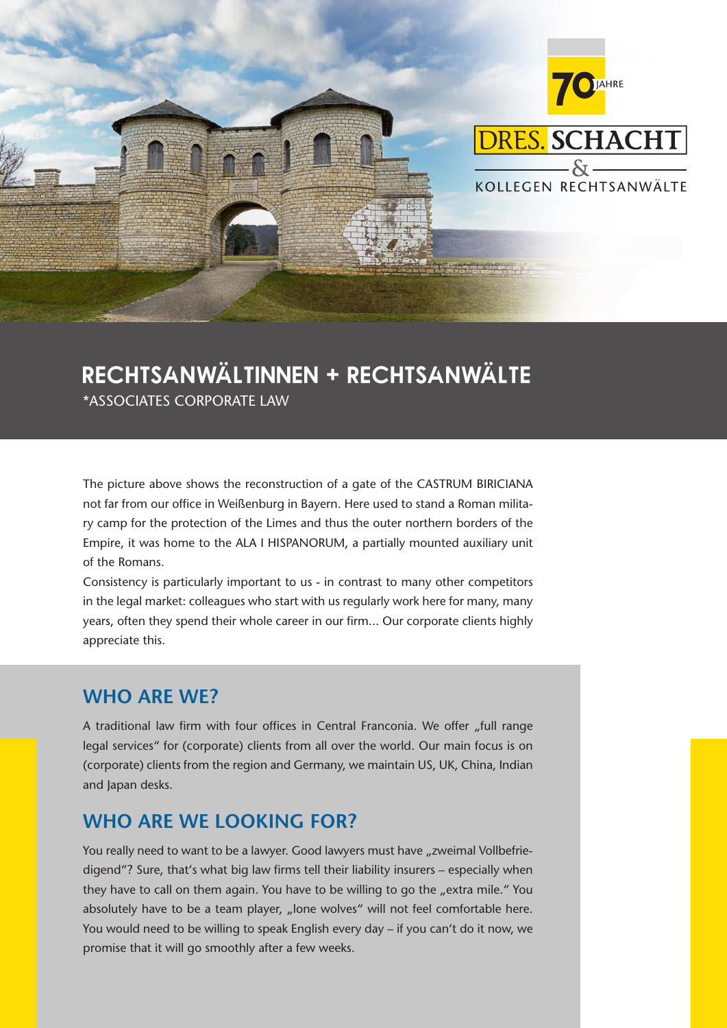70 JAHRE

DRES. SCHACHT & KOLLEGEN RECHTSANWÄLTE

# RECHTSANWÄLTINNEN + RECHTSANWÄLTE

*ASSOCIATES CORPORATE LAW

The picture above shows the reconstruction of a gate of the CASTRUM BIRICIANA not far from our office in Weißenburg in Bayern. Here used to stand a Roman military camp for the protection of the Limes and thus the outer northern borders of the Empire, it was home to the ALA I HISPANORUM, a partially mounted auxiliary unit of the Romans.

Consistency is particularly important to us - in contrast to many other competitors in the legal market: colleagues who start with us regularly work here for many, many years, often they spend their whole career in our firm... Our corporate clients highly appreciate this.

## WHO ARE WE?

A traditional law firm with four offices in Central Franconia. We offer „full range legal services" for (corporate) clients from all over the world. Our main focus is on (corporate) clients from the region and Germany, we maintain US, UK, China, Indian and Japan desks.

## WHO ARE WE LOOKING FOR?

You really need to want to be a lawyer. Good lawyers must have „zweimal Vollbefriedigend"? Sure, that's what big law firms tell their liability insurers – especially when they have to call on them again. You have to be willing to go the „extra mile." You absolutely have to be a team player, „lone wolves" will not feel comfortable here. You would need to be willing to speak English every day – if you can't do it now, we promise that it will go smoothly after a few weeks.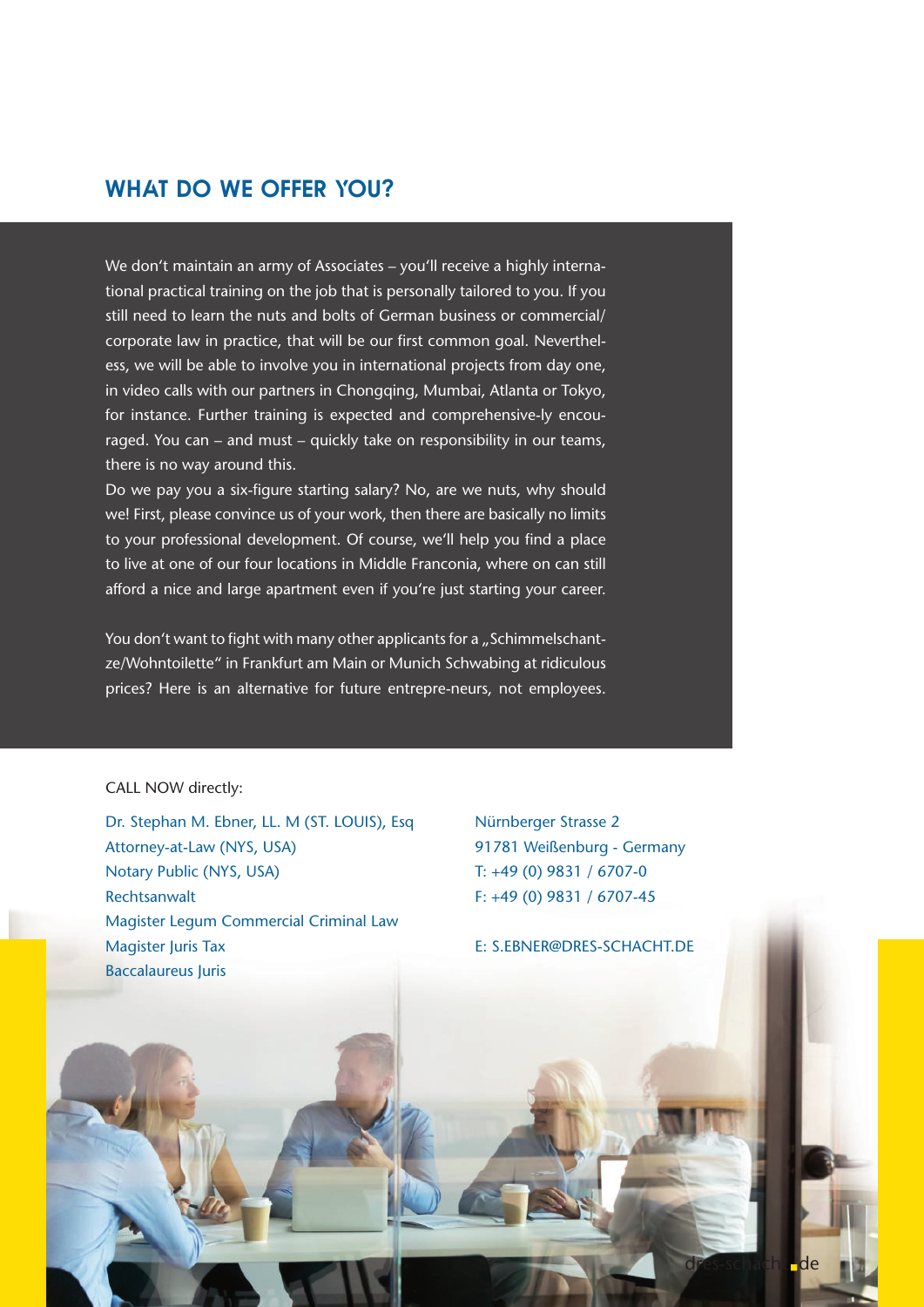## WHAT DO WE OFFER YOU?

We don't maintain an army of Associates – you'll receive a highly international practical training on the job that is personally tailored to you. If you still need to learn the nuts and bolts of German business or commercial/ corporate law in practice, that will be our first common goal. Nevertheless, we will be able to involve you in international projects from day one, in video calls with our partners in Chongqing, Mumbai, Atlanta or Tokyo, for instance. Further training is expected and comprehensive-ly encouraged. You can – and must – quickly take on responsibility in our teams, there is no way around this.

Do we pay you a six-figure starting salary? No, are we nuts, why should we! First, please convince us of your work, then there are basically no limits to your professional development. Of course, we'll help you find a place to live at one of our four locations in Middle Franconia, where on can still afford a nice and large apartment even if you're just starting your career.

You don't want to fight with many other applicants for a „Schimmelschantze/Wohntoilette" in Frankfurt am Main or Munich Schwabing at ridiculous prices? Here is an alternative for future entrepre-neurs, not employees.

CALL NOW directly:

Dr. Stephan M. Ebner, LL. M (ST. LOUIS), Esq
Attorney-at-Law (NYS, USA)
Notary Public (NYS, USA)
Rechtsanwalt
Magister Legum Commercial Criminal Law
Magister Juris Tax
Baccalaureus Juris

Nürnberger Strasse 2
91781 Weißenburg - Germany
T: +49 (0) 9831 / 6707-0
F: +49 (0) 9831 / 6707-45

E: S.EBNER@DRES-SCHACHT.DE

dres-schacht.de